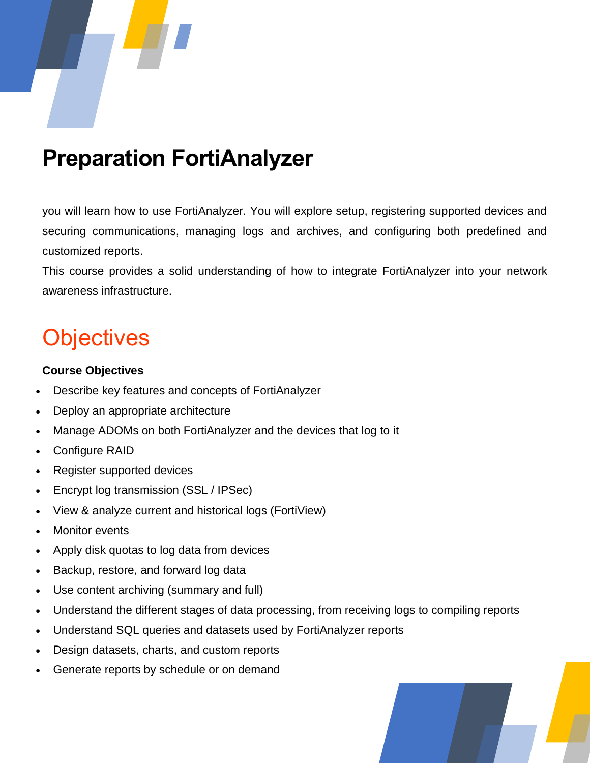# Preparation FortiAnalyzer

you will learn how to use FortiAnalyzer. You will explore setup, registering supported devices and securing communications, managing logs and archives, and configuring both predefined and customized reports.
This course provides a solid understanding of how to integrate FortiAnalyzer into your network awareness infrastructure.

## Objectives

**Course Objectives**

- Describe key features and concepts of FortiAnalyzer
- Deploy an appropriate architecture
- Manage ADOMs on both FortiAnalyzer and the devices that log to it
- Configure RAID
- Register supported devices
- Encrypt log transmission (SSL / IPSec)
- View & analyze current and historical logs (FortiView)
- Monitor events
- Apply disk quotas to log data from devices
- Backup, restore, and forward log data
- Use content archiving (summary and full)
- Understand the different stages of data processing, from receiving logs to compiling reports
- Understand SQL queries and datasets used by FortiAnalyzer reports
- Design datasets, charts, and custom reports
- Generate reports by schedule or on demand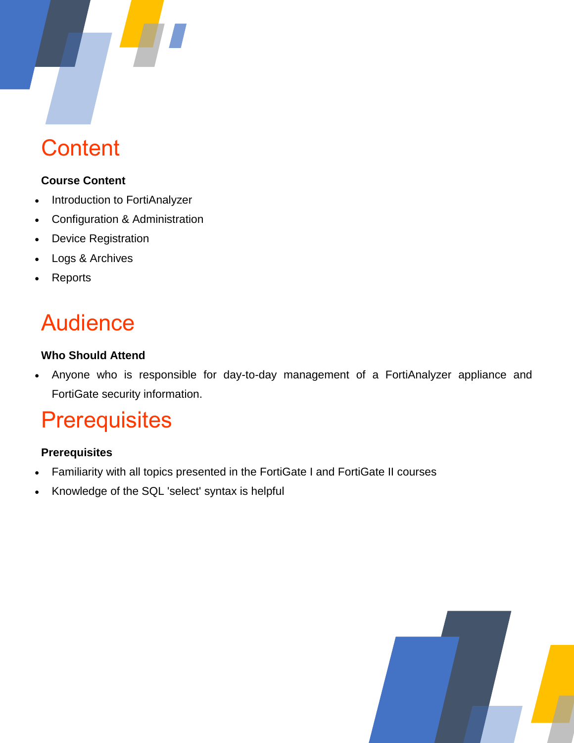# Content

**Course Content**

- Introduction to FortiAnalyzer
- Configuration & Administration
- Device Registration
- Logs & Archives
- Reports

# Audience

**Who Should Attend**

- Anyone who is responsible for day-to-day management of a FortiAnalyzer appliance and FortiGate security information.

# Prerequisites

**Prerequisites**

- Familiarity with all topics presented in the FortiGate I and FortiGate II courses
- Knowledge of the SQL 'select' syntax is helpful